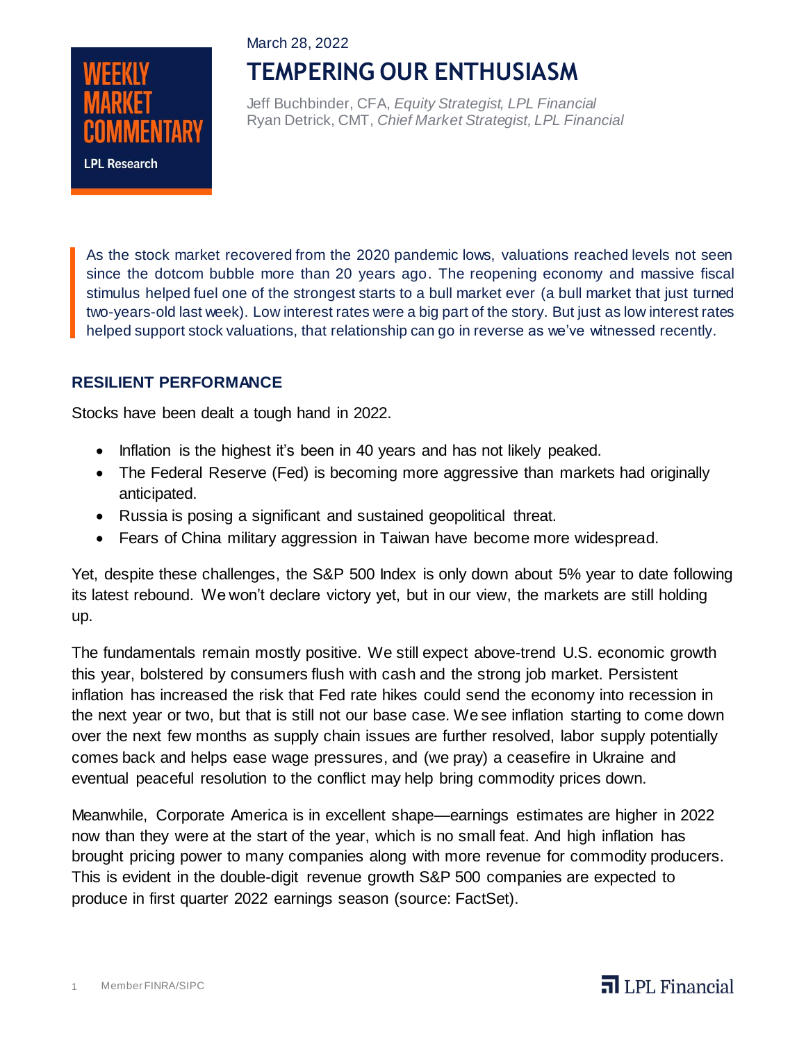WEEKLY MARKET COMMENTARY

LPL Research

March 28, 2022

# TEMPERING OUR ENTHUSIASM

Jeff Buchbinder, CFA, *Equity Strategist, LPL Financial*
Ryan Detrick, CMT, *Chief Market Strategist, LPL Financial*

As the stock market recovered from the 2020 pandemic lows, valuations reached levels not seen since the dotcom bubble more than 20 years ago. The reopening economy and massive fiscal stimulus helped fuel one of the strongest starts to a bull market ever (a bull market that just turned two-years-old last week). Low interest rates were a big part of the story. But just as low interest rates helped support stock valuations, that relationship can go in reverse as we've witnessed recently.

## RESILIENT PERFORMANCE

Stocks have been dealt a tough hand in 2022.

- Inflation is the highest it's been in 40 years and has not likely peaked.
- The Federal Reserve (Fed) is becoming more aggressive than markets had originally anticipated.
- Russia is posing a significant and sustained geopolitical threat.
- Fears of China military aggression in Taiwan have become more widespread.

Yet, despite these challenges, the S&P 500 Index is only down about 5% year to date following its latest rebound. We won't declare victory yet, but in our view, the markets are still holding up.

The fundamentals remain mostly positive. We still expect above-trend U.S. economic growth this year, bolstered by consumers flush with cash and the strong job market. Persistent inflation has increased the risk that Fed rate hikes could send the economy into recession in the next year or two, but that is still not our base case. We see inflation starting to come down over the next few months as supply chain issues are further resolved, labor supply potentially comes back and helps ease wage pressures, and (we pray) a ceasefire in Ukraine and eventual peaceful resolution to the conflict may help bring commodity prices down.

Meanwhile, Corporate America is in excellent shape—earnings estimates are higher in 2022 now than they were at the start of the year, which is no small feat. And high inflation has brought pricing power to many companies along with more revenue for commodity producers. This is evident in the double-digit revenue growth S&P 500 companies are expected to produce in first quarter 2022 earnings season (source: FactSet).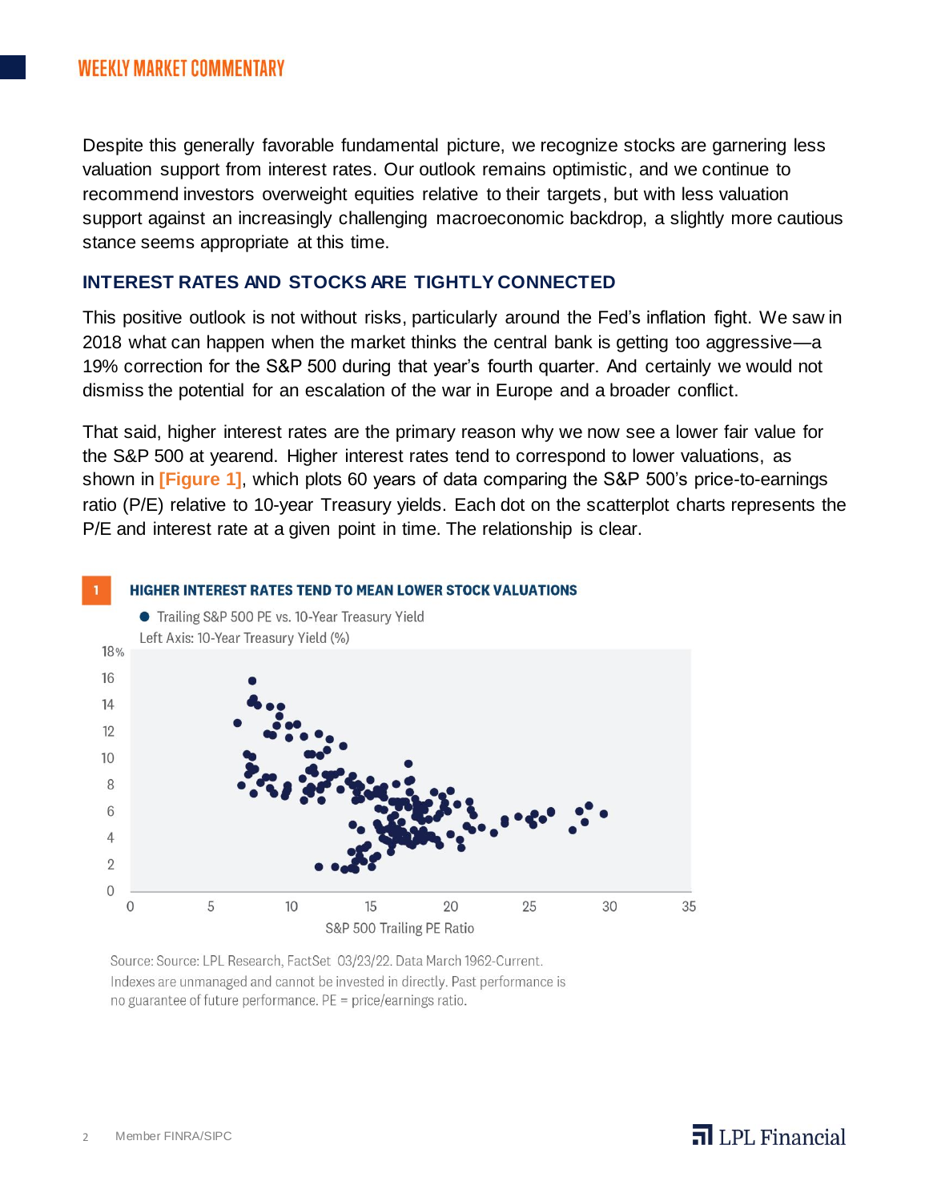Despite this generally favorable fundamental picture, we recognize stocks are garnering less valuation support from interest rates. Our outlook remains optimistic, and we continue to recommend investors overweight equities relative to their targets, but with less valuation support against an increasingly challenging macroeconomic backdrop, a slightly more cautious stance seems appropriate at this time.

## INTEREST RATES AND STOCKS ARE TIGHTLY CONNECTED

This positive outlook is not without risks, particularly around the Fed's inflation fight. We saw in 2018 what can happen when the market thinks the central bank is getting too aggressive—a 19% correction for the S&P 500 during that year's fourth quarter. And certainly we would not dismiss the potential for an escalation of the war in Europe and a broader conflict.

That said, higher interest rates are the primary reason why we now see a lower fair value for the S&P 500 at yearend. Higher interest rates tend to correspond to lower valuations, as shown in [Figure 1], which plots 60 years of data comparing the S&P 500's price-to-earnings ratio (P/E) relative to 10-year Treasury yields. Each dot on the scatterplot charts represents the P/E and interest rate at a given point in time. The relationship is clear.

**1 HIGHER INTEREST RATES TEND TO MEAN LOWER STOCK VALUATIONS**

● Trailing S&P 500 PE vs. 10-Year Treasury Yield

Left Axis: 10-Year Treasury Yield (%)

Y-axis: 0–18% | X-axis: S&P 500 Trailing PE Ratio (0–35)

Source: Source: LPL Research, FactSet 03/23/22. Data March 1962-Current.
Indexes are unmanaged and cannot be invested in directly. Past performance is no guarantee of future performance. PE = price/earnings ratio.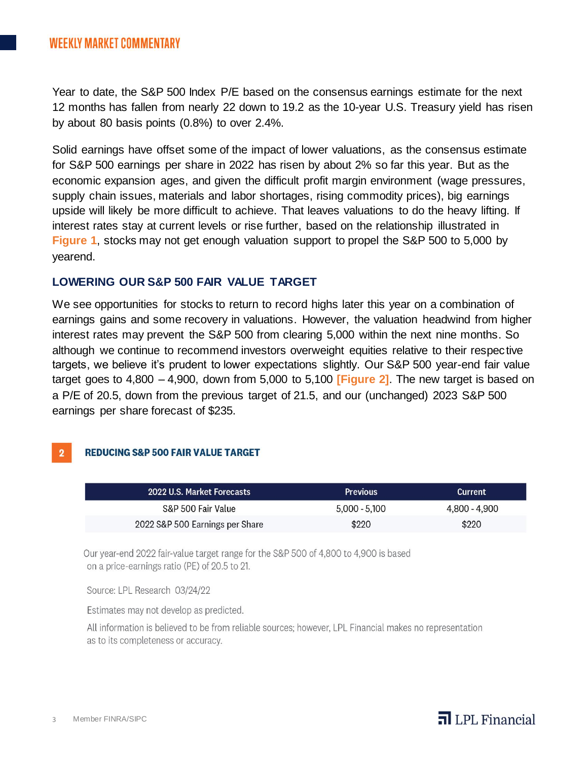Year to date, the S&P 500 Index P/E based on the consensus earnings estimate for the next 12 months has fallen from nearly 22 down to 19.2 as the 10-year U.S. Treasury yield has risen by about 80 basis points (0.8%) to over 2.4%.

Solid earnings have offset some of the impact of lower valuations, as the consensus estimate for S&P 500 earnings per share in 2022 has risen by about 2% so far this year. But as the economic expansion ages, and given the difficult profit margin environment (wage pressures, supply chain issues, materials and labor shortages, rising commodity prices), big earnings upside will likely be more difficult to achieve. That leaves valuations to do the heavy lifting. If interest rates stay at current levels or rise further, based on the relationship illustrated in **Figure 1**, stocks may not get enough valuation support to propel the S&P 500 to 5,000 by yearend.

## LOWERING OUR S&P 500 FAIR VALUE TARGET

We see opportunities for stocks to return to record highs later this year on a combination of earnings gains and some recovery in valuations. However, the valuation headwind from higher interest rates may prevent the S&P 500 from clearing 5,000 within the next nine months. So although we continue to recommend investors overweight equities relative to their respective targets, we believe it's prudent to lower expectations slightly. Our S&P 500 year-end fair value target goes to 4,800 – 4,900, down from 5,000 to 5,100 **[Figure 2]**. The new target is based on a P/E of 20.5, down from the previous target of 21.5, and our (unchanged) 2023 S&P 500 earnings per share forecast of $235.

### 2 REDUCING S&P 500 FAIR VALUE TARGET

| 2022 U.S. Market Forecasts | Previous | Current |
|---|---|---|
| S&P 500 Fair Value | 5,000 - 5,100 | 4,800 - 4,900 |
| 2022 S&P 500 Earnings per Share | $220 | $220 |

Our year-end 2022 fair-value target range for the S&P 500 of 4,800 to 4,900 is based on a price-earnings ratio (PE) of 20.5 to 21.

Source: LPL Research 03/24/22

Estimates may not develop as predicted.

All information is believed to be from reliable sources; however, LPL Financial makes no representation as to its completeness or accuracy.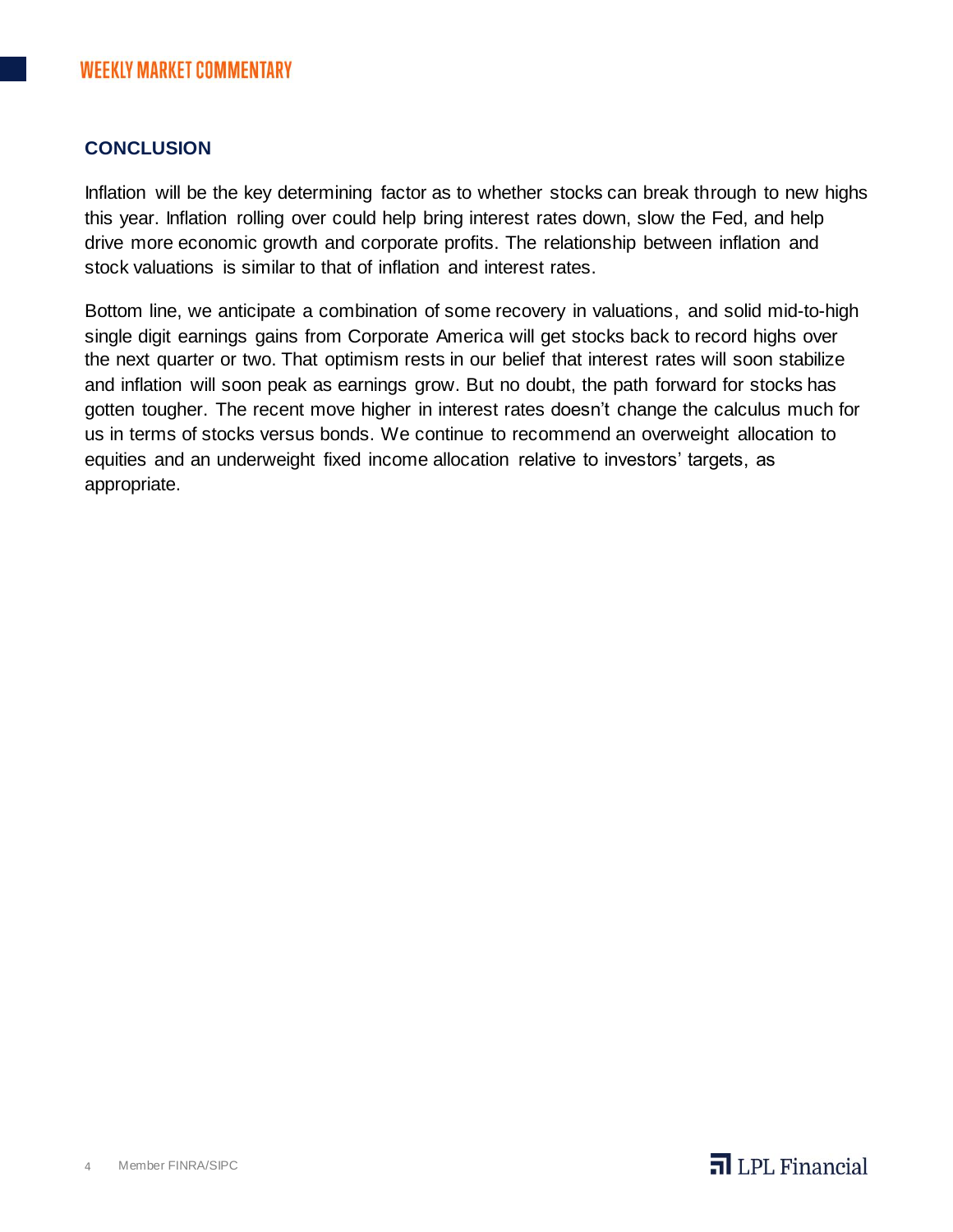## CONCLUSION

Inflation will be the key determining factor as to whether stocks can break through to new highs this year. Inflation rolling over could help bring interest rates down, slow the Fed, and help drive more economic growth and corporate profits. The relationship between inflation and stock valuations is similar to that of inflation and interest rates.

Bottom line, we anticipate a combination of some recovery in valuations, and solid mid-to-high single digit earnings gains from Corporate America will get stocks back to record highs over the next quarter or two. That optimism rests in our belief that interest rates will soon stabilize and inflation will soon peak as earnings grow. But no doubt, the path forward for stocks has gotten tougher. The recent move higher in interest rates doesn't change the calculus much for us in terms of stocks versus bonds. We continue to recommend an overweight allocation to equities and an underweight fixed income allocation relative to investors' targets, as appropriate.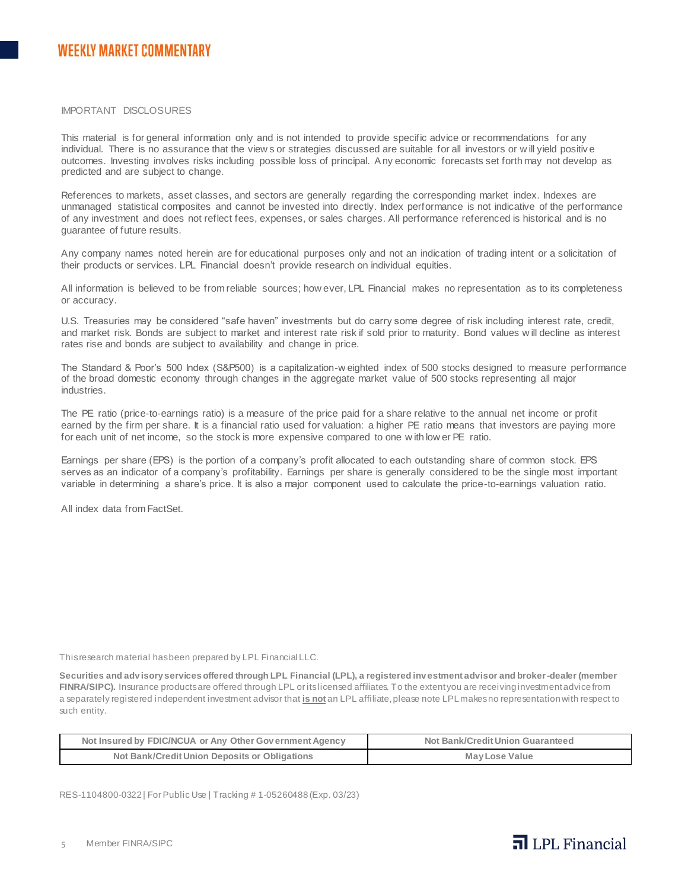IMPORTANT DISCLOSURES

This material is for general information only and is not intended to provide specific advice or recommendations for any individual. There is no assurance that the views or strategies discussed are suitable for all investors or will yield positive outcomes. Investing involves risks including possible loss of principal. Any economic forecasts set forth may not develop as predicted and are subject to change.

References to markets, asset classes, and sectors are generally regarding the corresponding market index. Indexes are unmanaged statistical composites and cannot be invested into directly. Index performance is not indicative of the performance of any investment and does not reflect fees, expenses, or sales charges. All performance referenced is historical and is no guarantee of future results.

Any company names noted herein are for educational purposes only and not an indication of trading intent or a solicitation of their products or services. LPL Financial doesn't provide research on individual equities.

All information is believed to be from reliable sources; however, LPL Financial makes no representation as to its completeness or accuracy.

U.S. Treasuries may be considered "safe haven" investments but do carry some degree of risk including interest rate, credit, and market risk. Bonds are subject to market and interest rate risk if sold prior to maturity. Bond values will decline as interest rates rise and bonds are subject to availability and change in price.

The Standard & Poor's 500 Index (S&P500) is a capitalization-weighted index of 500 stocks designed to measure performance of the broad domestic economy through changes in the aggregate market value of 500 stocks representing all major industries.

The PE ratio (price-to-earnings ratio) is a measure of the price paid for a share relative to the annual net income or profit earned by the firm per share. It is a financial ratio used for valuation: a higher PE ratio means that investors are paying more for each unit of net income, so the stock is more expensive compared to one with lower PE ratio.

Earnings per share (EPS) is the portion of a company's profit allocated to each outstanding share of common stock. EPS serves as an indicator of a company's profitability. Earnings per share is generally considered to be the single most important variable in determining a share's price. It is also a major component used to calculate the price-to-earnings valuation ratio.

All index data from FactSet.

This research material has been prepared by LPL Financial LLC.

**Securities and advisory services offered through LPL Financial (LPL), a registered investment advisor and broker-dealer (member FINRA/SIPC).** Insurance products are offered through LPL or its licensed affiliates. To the extent you are receiving investment advice from a separately registered independent investment advisor that **is not** an LPL affiliate, please note LPL makes no representation with respect to such entity.

| | |
|---|---|
| Not Insured by FDIC/NCUA or Any Other Government Agency | Not Bank/Credit Union Guaranteed |
| Not Bank/Credit Union Deposits or Obligations | May Lose Value |

RES-1104800-0322 | For Public Use | Tracking # 1-05260488 (Exp. 03/23)